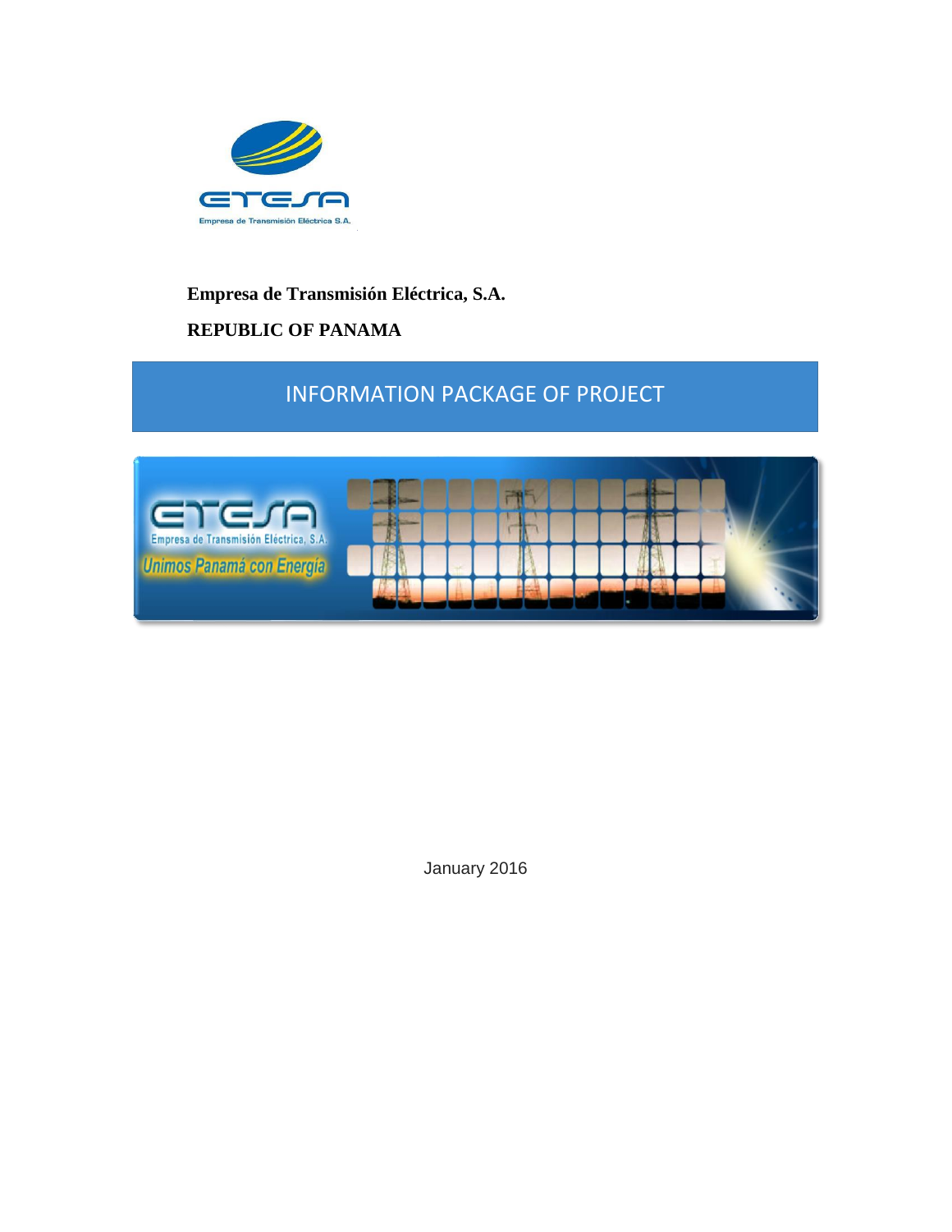**Empresa de Transmisión Eléctrica, S.A.**

**REPUBLIC OF PANAMA**

# INFORMATION PACKAGE OF PROJECT

January 2016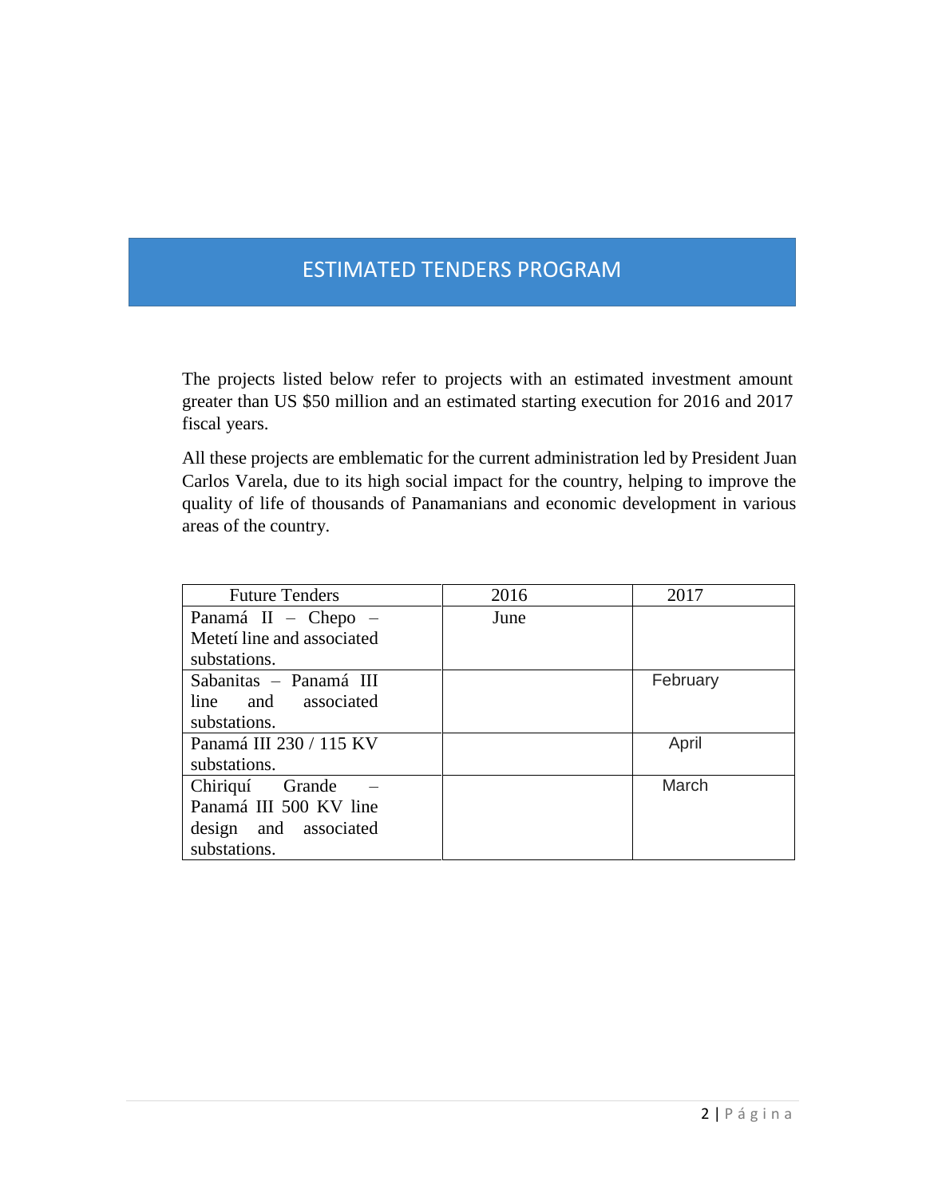# ESTIMATED TENDERS PROGRAM

The projects listed below refer to projects with an estimated investment amount greater than US $50 million and an estimated starting execution for 2016 and 2017 fiscal years.

All these projects are emblematic for the current administration led by President Juan Carlos Varela, due to its high social impact for the country, helping to improve the quality of life of thousands of Panamanians and economic development in various areas of the country.

| Future Tenders | 2016 | 2017 |
|---|---|---|
| Panamá II – Chepo – Metetí line and associated substations. | June | |
| Sabanitas – Panamá III line and associated substations. | | February |
| Panamá III 230 / 115 KV substations. | | April |
| Chiriquí Grande – Panamá III 500 KV line design and associated substations. | | March |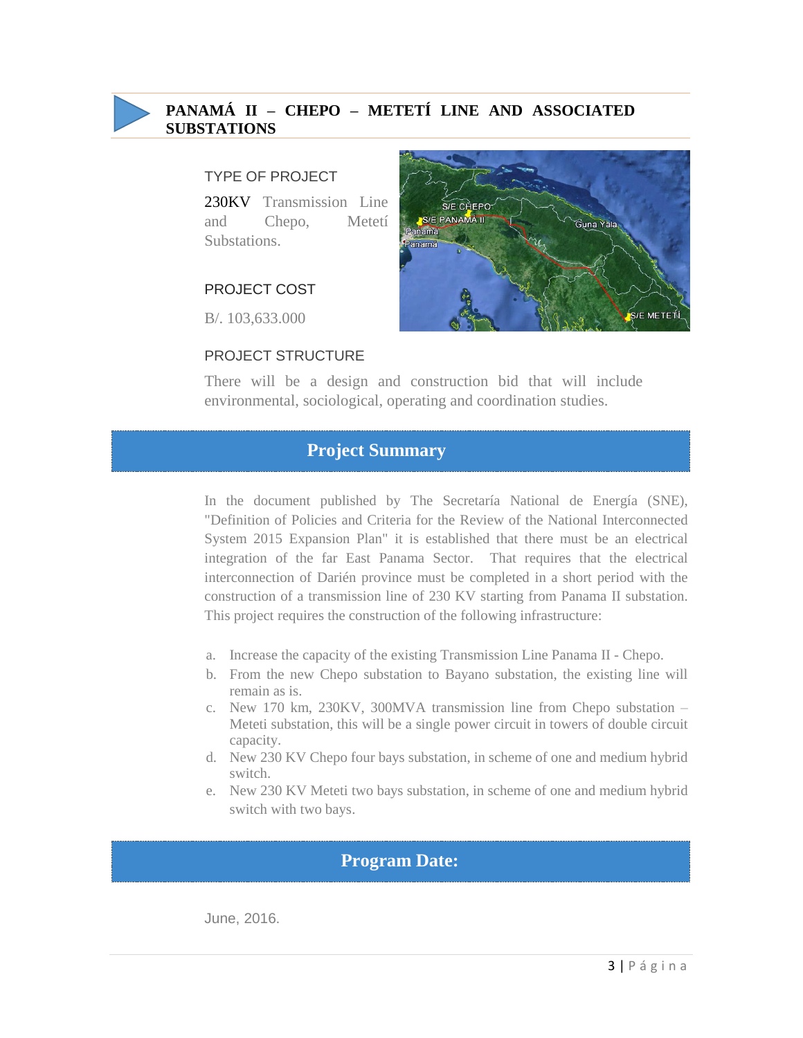## PANAMÁ II – CHEPO – METETÍ LINE AND ASSOCIATED SUBSTATIONS

### TYPE OF PROJECT

230KV Transmission Line and Chepo, Metetí Substations.

### PROJECT COST

B/. 103,633.000

### PROJECT STRUCTURE

There will be a design and construction bid that will include environmental, sociological, operating and coordination studies.

## Project Summary

In the document published by The Secretaría National de Energía (SNE), "Definition of Policies and Criteria for the Review of the National Interconnected System 2015 Expansion Plan" it is established that there must be an electrical integration of the far East Panama Sector. That requires that the electrical interconnection of Darién province must be completed in a short period with the construction of a transmission line of 230 KV starting from Panama II substation. This project requires the construction of the following infrastructure:

a. Increase the capacity of the existing Transmission Line Panama II - Chepo.
b. From the new Chepo substation to Bayano substation, the existing line will remain as is.
c. New 170 km, 230KV, 300MVA transmission line from Chepo substation – Meteti substation, this will be a single power circuit in towers of double circuit capacity.
d. New 230 KV Chepo four bays substation, in scheme of one and medium hybrid switch.
e. New 230 KV Meteti two bays substation, in scheme of one and medium hybrid switch with two bays.

## Program Date:

June, 2016.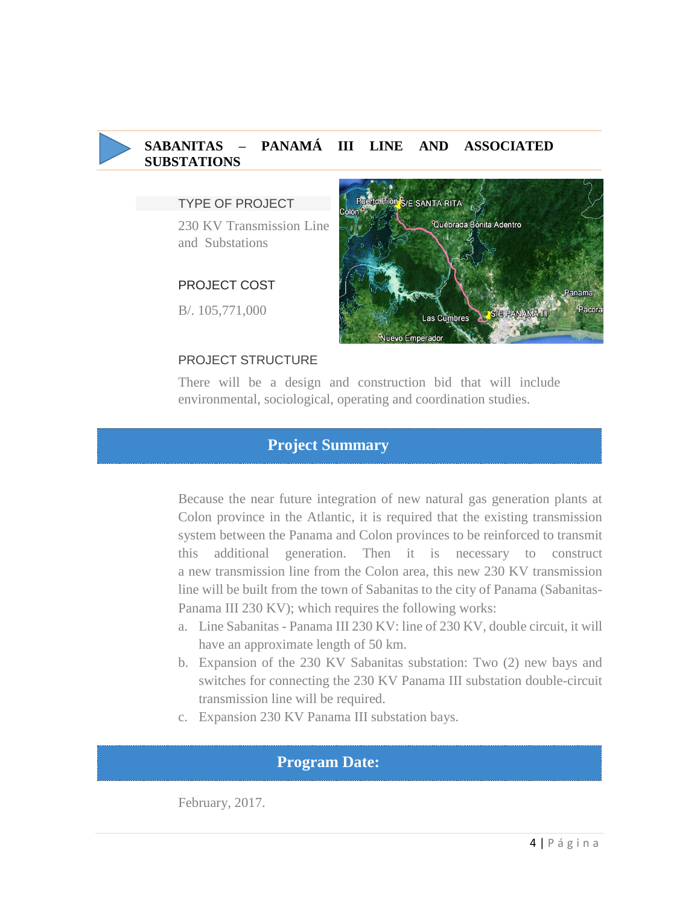## SABANITAS – PANAMÁ III LINE AND ASSOCIATED SUBSTATIONS

### TYPE OF PROJECT

230 KV Transmission Line and Substations

### PROJECT COST

B/. 105,771,000

### PROJECT STRUCTURE

There will be a design and construction bid that will include environmental, sociological, operating and coordination studies.

## Project Summary

Because the near future integration of new natural gas generation plants at Colon province in the Atlantic, it is required that the existing transmission system between the Panama and Colon provinces to be reinforced to transmit this additional generation. Then it is necessary to construct a new transmission line from the Colon area, this new 230 KV transmission line will be built from the town of Sabanitas to the city of Panama (Sabanitas-Panama III 230 KV); which requires the following works:

a. Line Sabanitas - Panama III 230 KV: line of 230 KV, double circuit, it will have an approximate length of 50 km.
b. Expansion of the 230 KV Sabanitas substation: Two (2) new bays and switches for connecting the 230 KV Panama III substation double-circuit transmission line will be required.
c. Expansion 230 KV Panama III substation bays.

## Program Date:

February, 2017.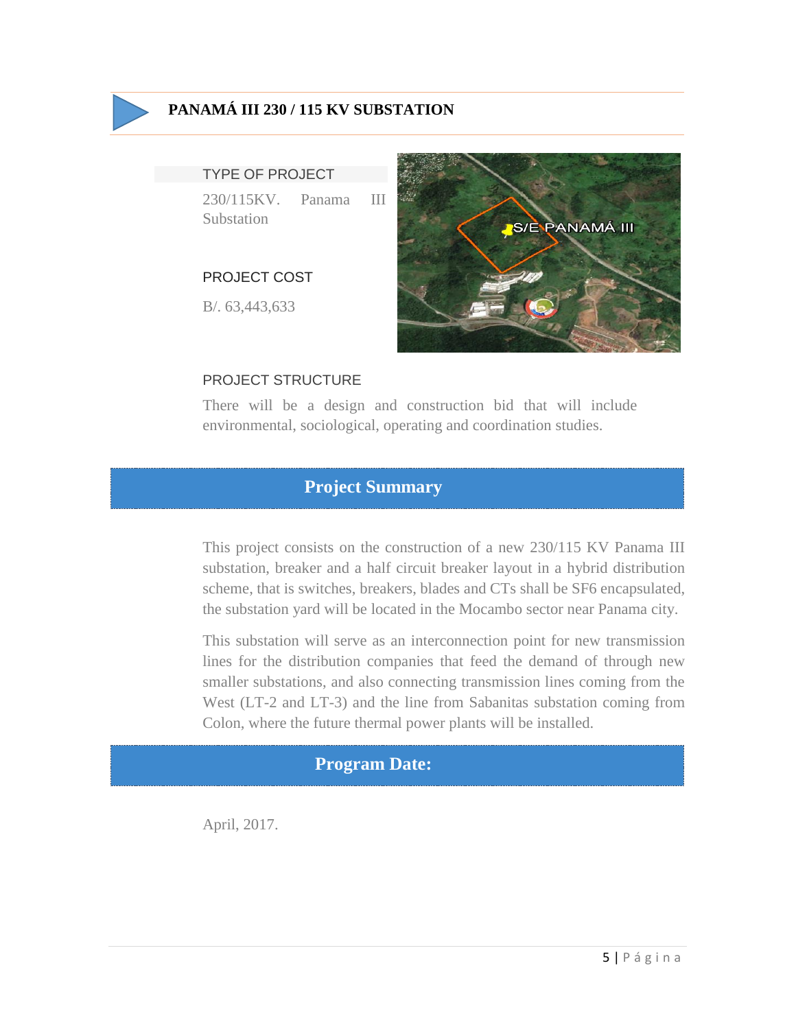## PANAMÁ III 230 / 115 KV SUBSTATION

### TYPE OF PROJECT

230/115KV. Panama III Substation

### PROJECT COST

B/. 63,443,633

### PROJECT STRUCTURE

There will be a design and construction bid that will include environmental, sociological, operating and coordination studies.

## Project Summary

This project consists on the construction of a new 230/115 KV Panama III substation, breaker and a half circuit breaker layout in a hybrid distribution scheme, that is switches, breakers, blades and CTs shall be SF6 encapsulated, the substation yard will be located in the Mocambo sector near Panama city.

This substation will serve as an interconnection point for new transmission lines for the distribution companies that feed the demand of through new smaller substations, and also connecting transmission lines coming from the West (LT-2 and LT-3) and the line from Sabanitas substation coming from Colon, where the future thermal power plants will be installed.

## Program Date:

April, 2017.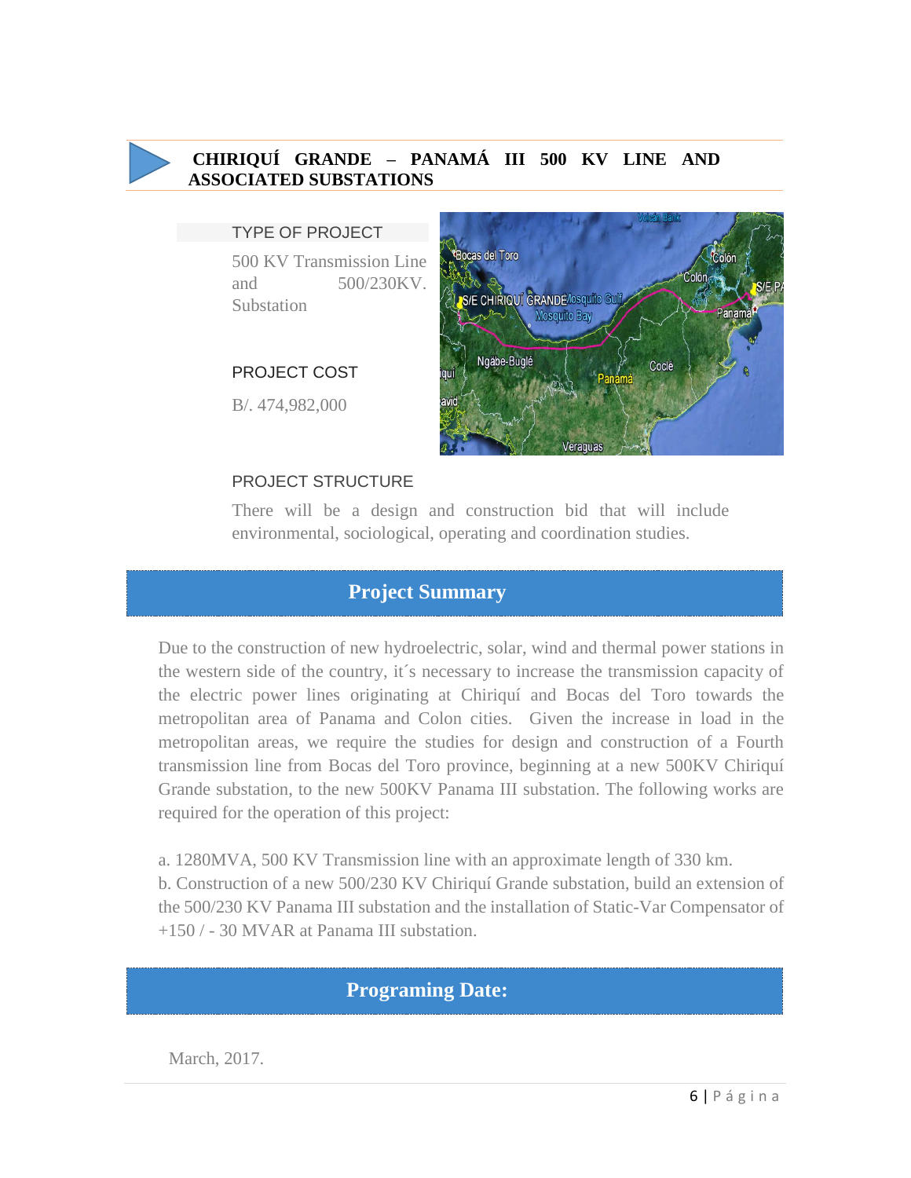## CHIRIQUÍ GRANDE – PANAMÁ III 500 KV LINE AND ASSOCIATED SUBSTATIONS

**TYPE OF PROJECT**

500 KV Transmission Line and 500/230KV. Substation

**PROJECT COST**

B/. 474,982,000

**PROJECT STRUCTURE**

There will be a design and construction bid that will include environmental, sociological, operating and coordination studies.

## Project Summary

Due to the construction of new hydroelectric, solar, wind and thermal power stations in the western side of the country, it´s necessary to increase the transmission capacity of the electric power lines originating at Chiriquí and Bocas del Toro towards the metropolitan area of Panama and Colon cities. Given the increase in load in the metropolitan areas, we require the studies for design and construction of a Fourth transmission line from Bocas del Toro province, beginning at a new 500KV Chiriquí Grande substation, to the new 500KV Panama III substation. The following works are required for the operation of this project:

a. 1280MVA, 500 KV Transmission line with an approximate length of 330 km.
b. Construction of a new 500/230 KV Chiriquí Grande substation, build an extension of the 500/230 KV Panama III substation and the installation of Static-Var Compensator of +150 / - 30 MVAR at Panama III substation.

## Programing Date:

March, 2017.